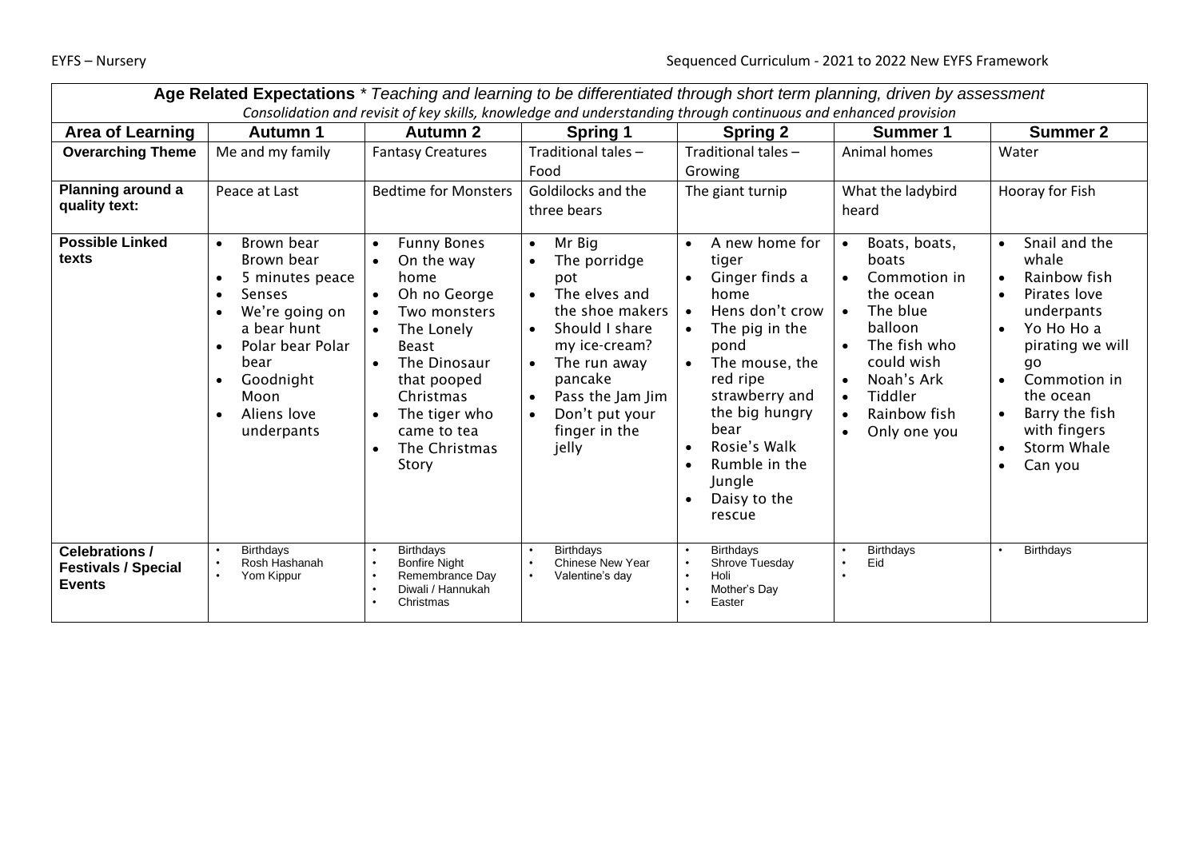| **Age Related Expectations** *\* Teaching and learning to be differentiated through short term planning, driven by assessment* *Consolidation and revisit of key skills, knowledge and understanding through continuous and enhanced provision* | | | | | | |
|---|---|---|---|---|---|---|
| **Area of Learning** | **Autumn 1** | **Autumn 2** | **Spring 1** | **Spring 2** | **Summer 1** | **Summer 2** |
| **Overarching Theme** | Me and my family | Fantasy Creatures | Traditional tales – Food | Traditional tales – Growing | Animal homes | Water |
| **Planning around a quality text:** | Peace at Last | Bedtime for Monsters | Goldilocks and the three bears | The giant turnip | What the ladybird heard | Hooray for Fish |
| **Possible Linked texts** | • Brown bear Brown bear<br>• 5 minutes peace<br>• Senses<br>• We're going on a bear hunt<br>• Polar bear Polar bear<br>• Goodnight Moon<br>• Aliens love underpants | • Funny Bones<br>• On the way home<br>• Oh no George<br>• Two monsters<br>• The Lonely Beast<br>• The Dinosaur that pooped Christmas<br>• The tiger who came to tea<br>• The Christmas Story | • Mr Big<br>• The porridge pot<br>• The elves and the shoe makers<br>• Should I share my ice-cream?<br>• The run away pancake<br>• Pass the Jam Jim<br>• Don't put your finger in the jelly | • A new home for tiger<br>• Ginger finds a home<br>• Hens don't crow<br>• The pig in the pond<br>• The mouse, the red ripe strawberry and the big hungry bear<br>• Rosie's Walk<br>• Rumble in the Jungle<br>• Daisy to the rescue | • Boats, boats, boats<br>• Commotion in the ocean<br>• The blue balloon<br>• The fish who could wish<br>• Noah's Ark<br>• Tiddler<br>• Rainbow fish<br>• Only one you | • Snail and the whale<br>• Rainbow fish<br>• Pirates love underpants<br>• Yo Ho Ho a pirating we will go<br>• Commotion in the ocean<br>• Barry the fish with fingers<br>• Storm Whale<br>• Can you |
| **Celebrations / Festivals / Special Events** | • Birthdays<br>• Rosh Hashanah<br>• Yom Kippur | • Birthdays<br>• Bonfire Night<br>• Remembrance Day<br>• Diwali / Hannukah<br>• Christmas | • Birthdays<br>• Chinese New Year<br>• Valentine's day | • Birthdays<br>• Shrove Tuesday<br>• Holi<br>• Mother's Day<br>• Easter | • Birthdays<br>• Eid<br>• | • Birthdays |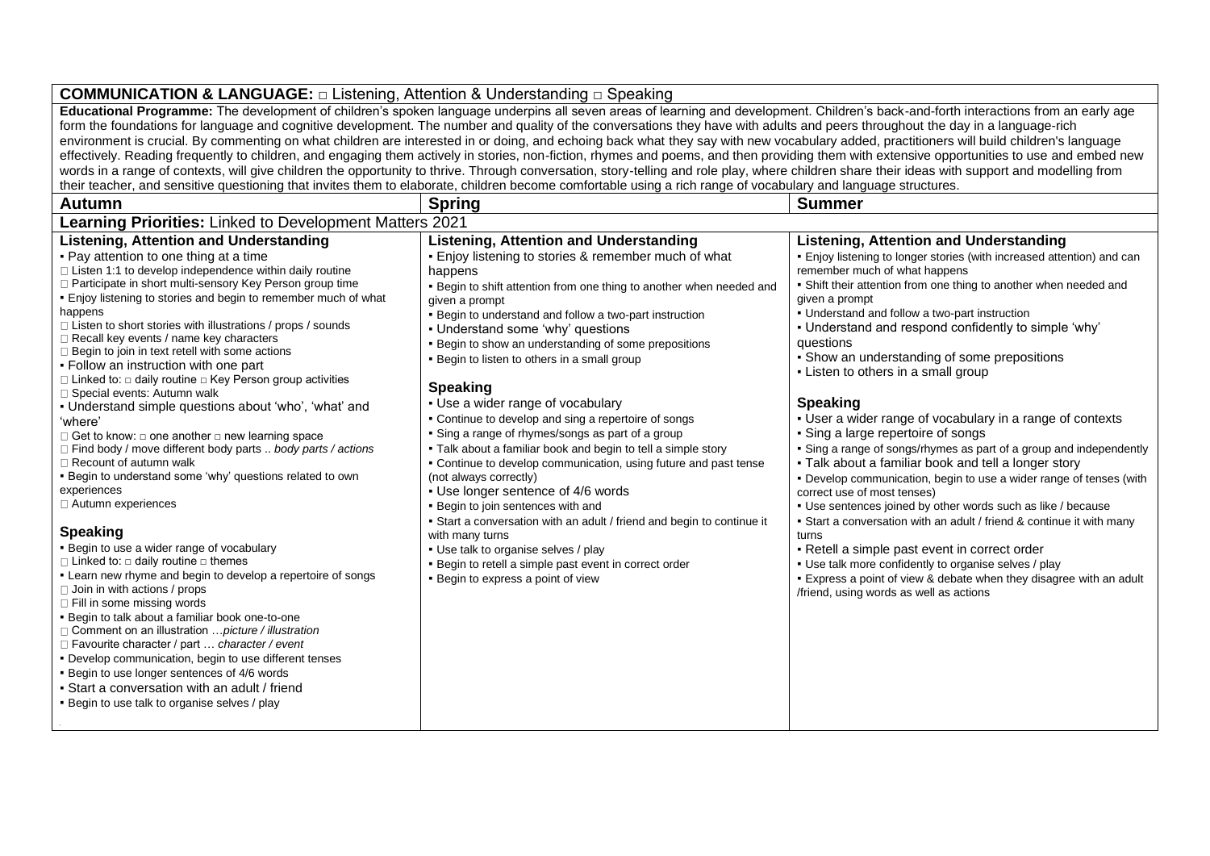**COMMUNICATION & LANGUAGE:** □ Listening, Attention & Understanding □ Speaking

**Educational Programme:** The development of children's spoken language underpins all seven areas of learning and development. Children's back-and-forth interactions from an early age form the foundations for language and cognitive development. The number and quality of the conversations they have with adults and peers throughout the day in a language-rich environment is crucial. By commenting on what children are interested in or doing, and echoing back what they say with new vocabulary added, practitioners will build children's language effectively. Reading frequently to children, and engaging them actively in stories, non-fiction, rhymes and poems, and then providing them with extensive opportunities to use and embed new words in a range of contexts, will give children the opportunity to thrive. Through conversation, story-telling and role play, where children share their ideas with support and modelling from their teacher, and sensitive questioning that invites them to elaborate, children become comfortable using a rich range of vocabulary and language structures.

| Autumn | Spring | Summer |
|---|---|---|
| **Learning Priorities:** Linked to Development Matters 2021 | | |
| **Listening, Attention and Understanding**<br>▪ Pay attention to one thing at a time<br>□ Listen 1:1 to develop independence within daily routine<br>□ Participate in short multi-sensory Key Person group time<br>▪ Enjoy listening to stories and begin to remember much of what happens<br>□ Listen to short stories with illustrations / props / sounds<br>□ Recall key events / name key characters<br>□ Begin to join in text retell with some actions<br>▪ Follow an instruction with one part<br>□ Linked to: □ daily routine □ Key Person group activities<br>□ Special events: Autumn walk<br>▪ Understand simple questions about 'who', 'what' and 'where'<br>□ Get to know: □ one another □ new learning space<br>□ Find body / move different body parts .. *body parts / actions*<br>□ Recount of autumn walk<br>▪ Begin to understand some 'why' questions related to own experiences<br>□ Autumn experiences<br><br>**Speaking**<br>▪ Begin to use a wider range of vocabulary<br>□ Linked to: □ daily routine □ themes<br>▪ Learn new rhyme and begin to develop a repertoire of songs<br>□ Join in with actions / props<br>□ Fill in some missing words<br>▪ Begin to talk about a familiar book one-to-one<br>□ Comment on an illustration …*picture / illustration*<br>□ Favourite character / part … *character / event*<br>▪ Develop communication, begin to use different tenses<br>▪ Begin to use longer sentences of 4/6 words<br>▪ Start a conversation with an adult / friend<br>▪ Begin to use talk to organise selves / play | **Listening, Attention and Understanding**<br>▪ Enjoy listening to stories & remember much of what happens<br>▪ Begin to shift attention from one thing to another when needed and given a prompt<br>▪ Begin to understand and follow a two-part instruction<br>▪ Understand some 'why' questions<br>▪ Begin to show an understanding of some prepositions<br>▪ Begin to listen to others in a small group<br><br>**Speaking**<br>▪ Use a wider range of vocabulary<br>▪ Continue to develop and sing a repertoire of songs<br>▪ Sing a range of rhymes/songs as part of a group<br>▪ Talk about a familiar book and begin to tell a simple story<br>▪ Continue to develop communication, using future and past tense (not always correctly)<br>▪ Use longer sentence of 4/6 words<br>▪ Begin to join sentences with and<br>▪ Start a conversation with an adult / friend and begin to continue it with many turns<br>▪ Use talk to organise selves / play<br>▪ Begin to retell a simple past event in correct order<br>▪ Begin to express a point of view | **Listening, Attention and Understanding**<br>▪ Enjoy listening to longer stories (with increased attention) and can remember much of what happens<br>▪ Shift their attention from one thing to another when needed and given a prompt<br>▪ Understand and follow a two-part instruction<br>▪ Understand and respond confidently to simple 'why' questions<br>▪ Show an understanding of some prepositions<br>▪ Listen to others in a small group<br><br>**Speaking**<br>▪ User a wider range of vocabulary in a range of contexts<br>▪ Sing a large repertoire of songs<br>▪ Sing a range of songs/rhymes as part of a group and independently<br>▪ Talk about a familiar book and tell a longer story<br>▪ Develop communication, begin to use a wider range of tenses (with correct use of most tenses)<br>▪ Use sentences joined by other words such as like / because<br>▪ Start a conversation with an adult / friend & continue it with many turns<br>▪ Retell a simple past event in correct order<br>▪ Use talk more confidently to organise selves / play<br>▪ Express a point of view & debate when they disagree with an adult /friend, using words as well as actions |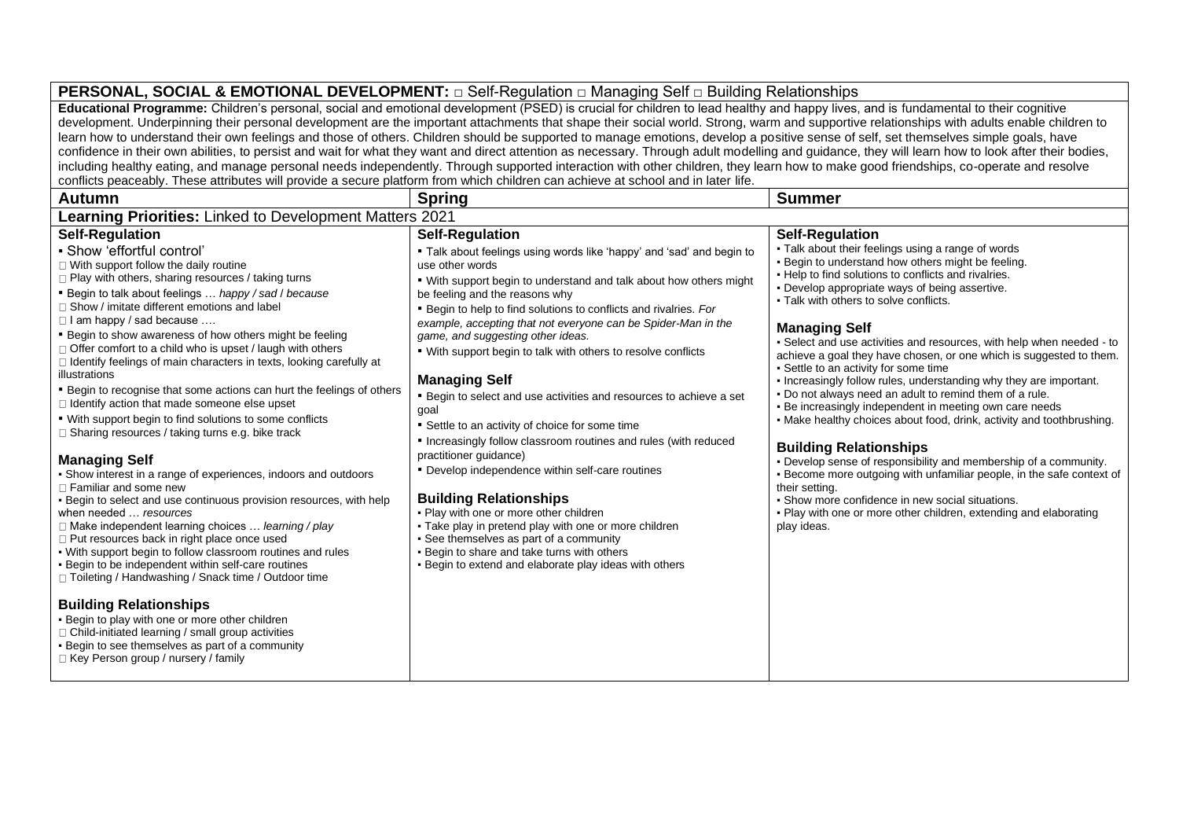## PERSONAL, SOCIAL & EMOTIONAL DEVELOPMENT: □ Self-Regulation □ Managing Self □ Building Relationships

**Educational Programme:** Children's personal, social and emotional development (PSED) is crucial for children to lead healthy and happy lives, and is fundamental to their cognitive development. Underpinning their personal development are the important attachments that shape their social world. Strong, warm and supportive relationships with adults enable children to learn how to understand their own feelings and those of others. Children should be supported to manage emotions, develop a positive sense of self, set themselves simple goals, have confidence in their own abilities, to persist and wait for what they want and direct attention as necessary. Through adult modelling and guidance, they will learn how to look after their bodies, including healthy eating, and manage personal needs independently. Through supported interaction with other children, they learn how to make good friendships, co-operate and resolve conflicts peaceably. These attributes will provide a secure platform from which children can achieve at school and in later life.

| Autumn | Spring | Summer |
|---|---|---|
| **Learning Priorities:** Linked to Development Matters 2021 | | |
| **Self-Regulation**<br>▪ Show 'effortful control'<br>□ With support follow the daily routine<br>□ Play with others, sharing resources / taking turns<br>▪ Begin to talk about feelings … *happy / sad / because*<br>□ Show / imitate different emotions and label<br>□ I am happy / sad because ….<br>▪ Begin to show awareness of how others might be feeling<br>□ Offer comfort to a child who is upset / laugh with others<br>□ Identify feelings of main characters in texts, looking carefully at illustrations<br>▪ Begin to recognise that some actions can hurt the feelings of others<br>□ Identify action that made someone else upset<br>▪ With support begin to find solutions to some conflicts<br>□ Sharing resources / taking turns e.g. bike track<br><br>**Managing Self**<br>▪ Show interest in a range of experiences, indoors and outdoors<br>□ Familiar and some new<br>▪ Begin to select and use continuous provision resources, with help when needed … *resources*<br>□ Make independent learning choices … *learning / play*<br>□ Put resources back in right place once used<br>▪ With support begin to follow classroom routines and rules<br>▪ Begin to be independent within self-care routines<br>□ Toileting / Handwashing / Snack time / Outdoor time<br><br>**Building Relationships**<br>▪ Begin to play with one or more other children<br>□ Child-initiated learning / small group activities<br>▪ Begin to see themselves as part of a community<br>□ Key Person group / nursery / family | **Self-Regulation**<br>▪ Talk about feelings using words like 'happy' and 'sad' and begin to use other words<br>▪ With support begin to understand and talk about how others might be feeling and the reasons why<br>▪ Begin to help to find solutions to conflicts and rivalries. *For example, accepting that not everyone can be Spider-Man in the game, and suggesting other ideas.*<br>▪ With support begin to talk with others to resolve conflicts<br><br>**Managing Self**<br>▪ Begin to select and use activities and resources to achieve a set goal<br>▪ Settle to an activity of choice for some time<br>▪ Increasingly follow classroom routines and rules (with reduced practitioner guidance)<br>▪ Develop independence within self-care routines<br><br>**Building Relationships**<br>▪ Play with one or more other children<br>▪ Take play in pretend play with one or more children<br>▪ See themselves as part of a community<br>▪ Begin to share and take turns with others<br>▪ Begin to extend and elaborate play ideas with others | **Self-Regulation**<br>▪ Talk about their feelings using a range of words<br>▪ Begin to understand how others might be feeling.<br>▪ Help to find solutions to conflicts and rivalries.<br>▪ Develop appropriate ways of being assertive.<br>▪ Talk with others to solve conflicts.<br><br>**Managing Self**<br>▪ Select and use activities and resources, with help when needed - to achieve a goal they have chosen, or one which is suggested to them.<br>▪ Settle to an activity for some time<br>▪ Increasingly follow rules, understanding why they are important.<br>▪ Do not always need an adult to remind them of a rule.<br>▪ Be increasingly independent in meeting own care needs<br>▪ Make healthy choices about food, drink, activity and toothbrushing.<br><br>**Building Relationships**<br>▪ Develop sense of responsibility and membership of a community.<br>▪ Become more outgoing with unfamiliar people, in the safe context of their setting.<br>▪ Show more confidence in new social situations.<br>▪ Play with one or more other children, extending and elaborating play ideas. |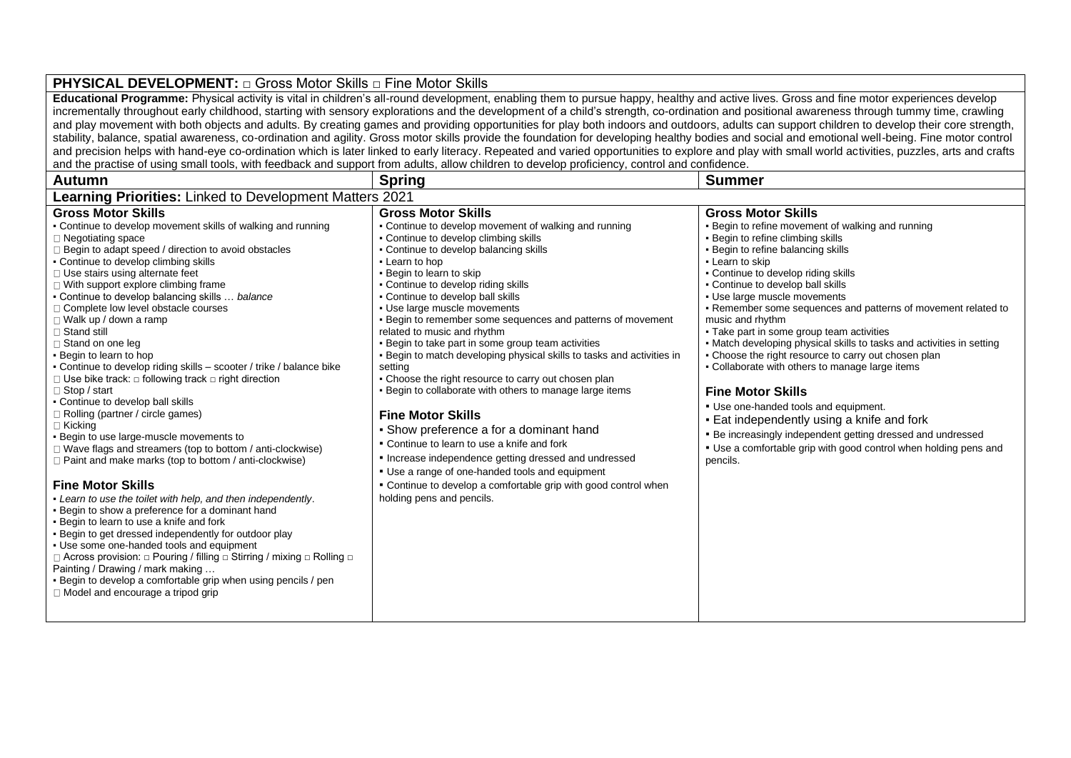## PHYSICAL DEVELOPMENT: □ Gross Motor Skills □ Fine Motor Skills

**Educational Programme:** Physical activity is vital in children's all-round development, enabling them to pursue happy, healthy and active lives. Gross and fine motor experiences develop incrementally throughout early childhood, starting with sensory explorations and the development of a child's strength, co-ordination and positional awareness through tummy time, crawling and play movement with both objects and adults. By creating games and providing opportunities for play both indoors and outdoors, adults can support children to develop their core strength, stability, balance, spatial awareness, co-ordination and agility. Gross motor skills provide the foundation for developing healthy bodies and social and emotional well-being. Fine motor control and precision helps with hand-eye co-ordination which is later linked to early literacy. Repeated and varied opportunities to explore and play with small world activities, puzzles, arts and crafts and the practise of using small tools, with feedback and support from adults, allow children to develop proficiency, control and confidence.

| Autumn | Spring | Summer |
|---|---|---|
| **Learning Priorities:** Linked to Development Matters 2021 | | |
| **Gross Motor Skills**<br>▪ Continue to develop movement skills of walking and running<br>□ Negotiating space<br>□ Begin to adapt speed / direction to avoid obstacles<br>▪ Continue to develop climbing skills<br>□ Use stairs using alternate feet<br>□ With support explore climbing frame<br>▪ Continue to develop balancing skills … *balance*<br>□ Complete low level obstacle courses<br>□ Walk up / down a ramp<br>□ Stand still<br>□ Stand on one leg<br>▪ Begin to learn to hop<br>▪ Continue to develop riding skills – scooter / trike / balance bike<br>□ Use bike track: □ following track □ right direction<br>□ Stop / start<br>▪ Continue to develop ball skills<br>□ Rolling (partner / circle games)<br>□ Kicking<br>▪ Begin to use large-muscle movements to<br>□ Wave flags and streamers (top to bottom / anti-clockwise)<br>□ Paint and make marks (top to bottom / anti-clockwise)<br><br>**Fine Motor Skills**<br>▪ *Learn to use the toilet with help, and then independently*.<br>▪ Begin to show a preference for a dominant hand<br>▪ Begin to learn to use a knife and fork<br>▪ Begin to get dressed independently for outdoor play<br>▪ Use some one-handed tools and equipment<br>□ Across provision: □ Pouring / filling □ Stirring / mixing □ Rolling □ Painting / Drawing / mark making …<br>▪ Begin to develop a comfortable grip when using pencils / pen<br>□ Model and encourage a tripod grip | **Gross Motor Skills**<br>▪ Continue to develop movement of walking and running<br>▪ Continue to develop climbing skills<br>▪ Continue to develop balancing skills<br>▪ Learn to hop<br>▪ Begin to learn to skip<br>▪ Continue to develop riding skills<br>▪ Continue to develop ball skills<br>▪ Use large muscle movements<br>▪ Begin to remember some sequences and patterns of movement related to music and rhythm<br>▪ Begin to take part in some group team activities<br>▪ Begin to match developing physical skills to tasks and activities in setting<br>▪ Choose the right resource to carry out chosen plan<br>▪ Begin to collaborate with others to manage large items<br><br>**Fine Motor Skills**<br>▪ Show preference a for a dominant hand<br>▪ Continue to learn to use a knife and fork<br>▪ Increase independence getting dressed and undressed<br>▪ Use a range of one-handed tools and equipment<br>▪ Continue to develop a comfortable grip with good control when holding pens and pencils. | **Gross Motor Skills**<br>▪ Begin to refine movement of walking and running<br>▪ Begin to refine climbing skills<br>▪ Begin to refine balancing skills<br>▪ Learn to skip<br>▪ Continue to develop riding skills<br>▪ Continue to develop ball skills<br>▪ Use large muscle movements<br>▪ Remember some sequences and patterns of movement related to music and rhythm<br>▪ Take part in some group team activities<br>▪ Match developing physical skills to tasks and activities in setting<br>▪ Choose the right resource to carry out chosen plan<br>▪ Collaborate with others to manage large items<br><br>**Fine Motor Skills**<br>▪ Use one-handed tools and equipment.<br>▪ Eat independently using a knife and fork<br>▪ Be increasingly independent getting dressed and undressed<br>▪ Use a comfortable grip with good control when holding pens and pencils. |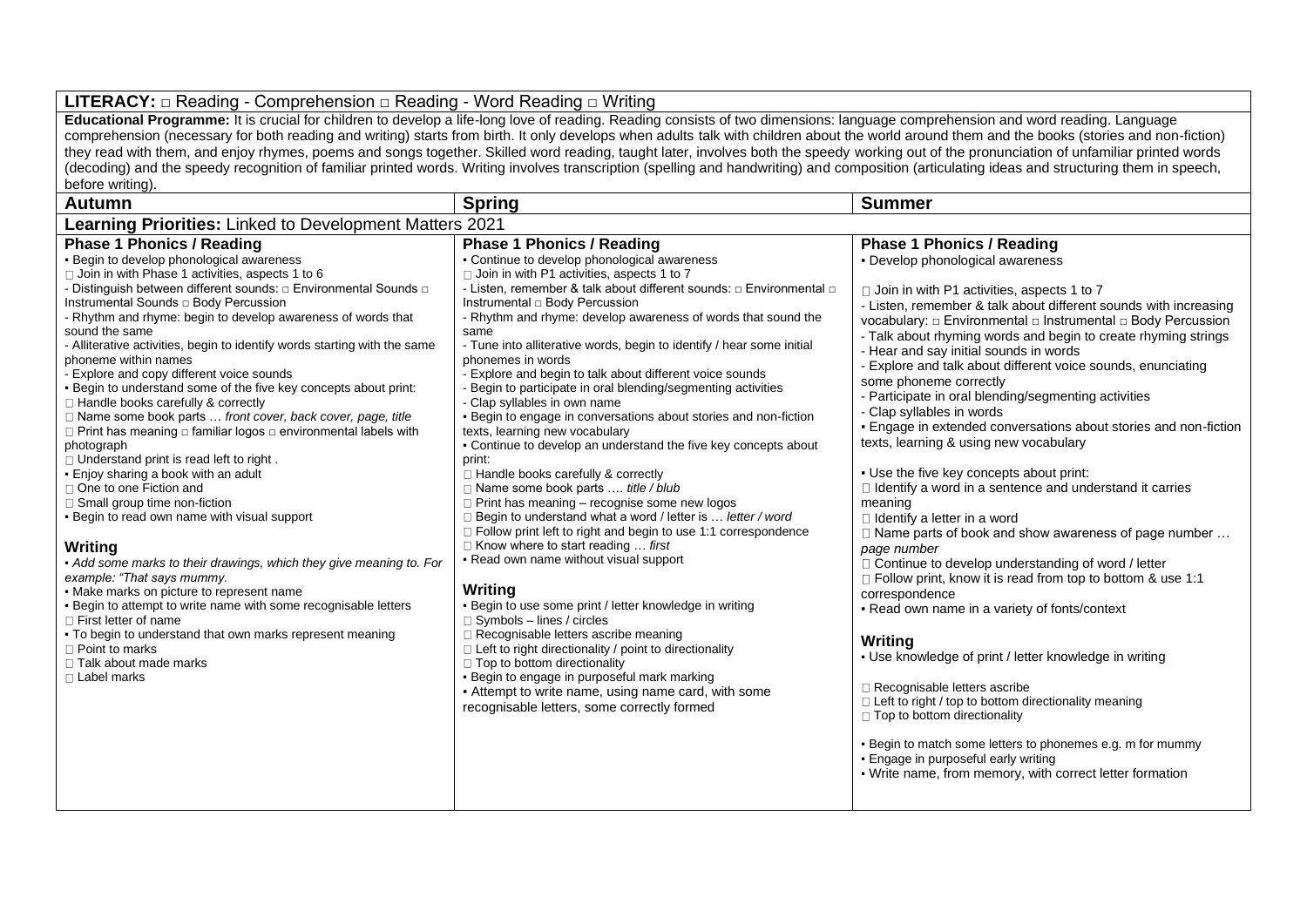**LITERACY:** □ Reading - Comprehension □ Reading - Word Reading □ Writing

**Educational Programme:** It is crucial for children to develop a life-long love of reading. Reading consists of two dimensions: language comprehension and word reading. Language comprehension (necessary for both reading and writing) starts from birth. It only develops when adults talk with children about the world around them and the books (stories and non-fiction) they read with them, and enjoy rhymes, poems and songs together. Skilled word reading, taught later, involves both the speedy working out of the pronunciation of unfamiliar printed words (decoding) and the speedy recognition of familiar printed words. Writing involves transcription (spelling and handwriting) and composition (articulating ideas and structuring them in speech, before writing).

| Autumn | Spring | Summer |
|---|---|---|
| **Learning Priorities:** Linked to Development Matters 2021 | | |
| **Phase 1 Phonics / Reading**<br>▪ Begin to develop phonological awareness<br>□ Join in with Phase 1 activities, aspects 1 to 6<br>- Distinguish between different sounds: □ Environmental Sounds □ Instrumental Sounds □ Body Percussion<br>- Rhythm and rhyme: begin to develop awareness of words that sound the same<br>- Alliterative activities, begin to identify words starting with the same phoneme within names<br>- Explore and copy different voice sounds<br>▪ Begin to understand some of the five key concepts about print:<br>□ Handle books carefully & correctly<br>□ Name some book parts … *front cover, back cover, page, title*<br>□ Print has meaning □ familiar logos □ environmental labels with photograph<br>□ Understand print is read left to right .<br>▪ Enjoy sharing a book with an adult<br>□ One to one Fiction and<br>□ Small group time non-fiction<br>▪ Begin to read own name with visual support<br><br>**Writing**<br>▪ *Add some marks to their drawings, which they give meaning to. For example: "That says mummy.*<br>▪ Make marks on picture to represent name<br>▪ Begin to attempt to write name with some recognisable letters<br>□ First letter of name<br>▪ To begin to understand that own marks represent meaning<br>□ Point to marks<br>□ Talk about made marks<br>□ Label marks | **Phase 1 Phonics / Reading**<br>▪ Continue to develop phonological awareness<br>□ Join in with P1 activities, aspects 1 to 7<br>- Listen, remember & talk about different sounds: □ Environmental □ Instrumental □ Body Percussion<br>- Rhythm and rhyme: develop awareness of words that sound the same<br>- Tune into alliterative words, begin to identify / hear some initial phonemes in words<br>- Explore and begin to talk about different voice sounds<br>- Begin to participate in oral blending/segmenting activities<br>- Clap syllables in own name<br>▪ Begin to engage in conversations about stories and non-fiction texts, learning new vocabulary<br>▪ Continue to develop an understand the five key concepts about print:<br>□ Handle books carefully & correctly<br>□ Name some book parts …. *title / blub*<br>□ Print has meaning – recognise some new logos<br>□ Begin to understand what a word / letter is … *letter / word*<br>□ Follow print left to right and begin to use 1:1 correspondence<br>□ Know where to start reading … *first*<br>▪ Read own name without visual support<br><br>**Writing**<br>▪ Begin to use some print / letter knowledge in writing<br>□ Symbols – lines / circles<br>□ Recognisable letters ascribe meaning<br>□ Left to right directionality / point to directionality<br>□ Top to bottom directionality<br>▪ Begin to engage in purposeful mark marking<br>▪ Attempt to write name, using name card, with some recognisable letters, some correctly formed | **Phase 1 Phonics / Reading**<br>▪ Develop phonological awareness<br><br>□ Join in with P1 activities, aspects 1 to 7<br>- Listen, remember & talk about different sounds with increasing vocabulary: □ Environmental □ Instrumental □ Body Percussion<br>- Talk about rhyming words and begin to create rhyming strings<br>- Hear and say initial sounds in words<br>- Explore and talk about different voice sounds, enunciating some phoneme correctly<br>- Participate in oral blending/segmenting activities<br>- Clap syllables in words<br>▪ Engage in extended conversations about stories and non-fiction texts, learning & using new vocabulary<br><br>▪ Use the five key concepts about print:<br>□ Identify a word in a sentence and understand it carries meaning<br>□ Identify a letter in a word<br>□ Name parts of book and show awareness of page number … *page number*<br>□ Continue to develop understanding of word / letter<br>□ Follow print, know it is read from top to bottom & use 1:1 correspondence<br>▪ Read own name in a variety of fonts/context<br><br>**Writing**<br>▪ Use knowledge of print / letter knowledge in writing<br><br>□ Recognisable letters ascribe<br>□ Left to right / top to bottom directionality meaning<br>□ Top to bottom directionality<br><br>▪ Begin to match some letters to phonemes e.g. m for mummy<br>▪ Engage in purposeful early writing<br>▪ Write name, from memory, with correct letter formation |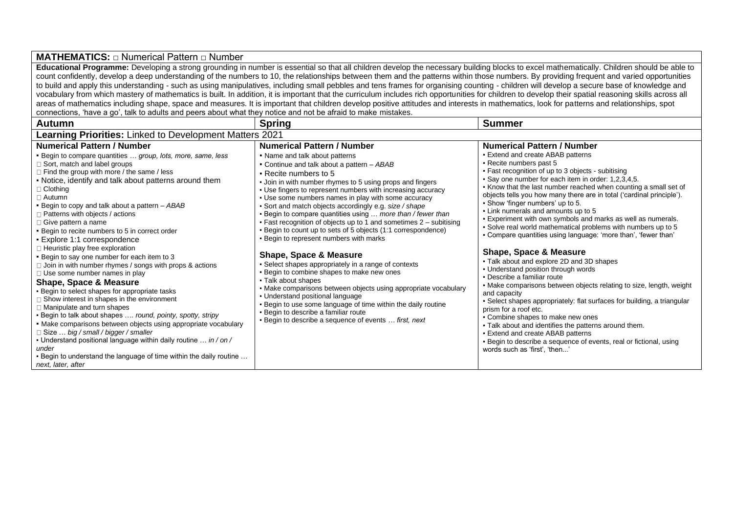**MATHEMATICS:** □ Numerical Pattern □ Number

**Educational Programme:** Developing a strong grounding in number is essential so that all children develop the necessary building blocks to excel mathematically. Children should be able to count confidently, develop a deep understanding of the numbers to 10, the relationships between them and the patterns within those numbers. By providing frequent and varied opportunities to build and apply this understanding - such as using manipulatives, including small pebbles and tens frames for organising counting - children will develop a secure base of knowledge and vocabulary from which mastery of mathematics is built. In addition, it is important that the curriculum includes rich opportunities for children to develop their spatial reasoning skills across all areas of mathematics including shape, space and measures. It is important that children develop positive attitudes and interests in mathematics, look for patterns and relationships, spot connections, 'have a go', talk to adults and peers about what they notice and not be afraid to make mistakes.

| Autumn | Spring | Summer |
| --- | --- | --- |
| **Learning Priorities:** Linked to Development Matters 2021 | | |
| **Numerical Pattern / Number**<br>▪ Begin to compare quantities … *group, lots, more, same, less*<br>□ Sort, match and label groups<br>□ Find the group with more / the same / less<br>▪ Notice, identify and talk about patterns around them<br>□ Clothing<br>□ Autumn<br>▪ Begin to copy and talk about a pattern – *ABAB*<br>□ Patterns with objects / actions<br>□ Give pattern a name<br>▪ Begin to recite numbers to 5 in correct order<br>▪ Explore 1:1 correspondence<br>□ Heuristic play free exploration<br>▪ Begin to say one number for each item to 3<br>□ Join in with number rhymes / songs with props & actions<br>□ Use some number names in play<br>**Shape, Space & Measure**<br>▪ Begin to select shapes for appropriate tasks<br>□ Show interest in shapes in the environment<br>□ Manipulate and turn shapes<br>▪ Begin to talk about shapes …. *round, pointy, spotty, stripy*<br>▪ Make comparisons between objects using appropriate vocabulary<br>□ Size … *big / small / bigger / smaller*<br>▪ Understand positional language within daily routine … *in / on / under*<br>▪ Begin to understand the language of time within the daily routine … *next, later, after* | **Numerical Pattern / Number**<br>▪ Name and talk about patterns<br>▪ Continue and talk about a pattern – *ABAB*<br>▪ Recite numbers to 5<br>▪ Join in with number rhymes to 5 using props and fingers<br>▪ Use fingers to represent numbers with increasing accuracy<br>▪ Use some numbers names in play with some accuracy<br>▪ Sort and match objects accordingly e.g. *size / shape*<br>▪ Begin to compare quantities using … *more than / fewer than*<br>▪ Fast recognition of objects up to 1 and sometimes 2 – subitising<br>▪ Begin to count up to sets of 5 objects (1:1 correspondence)<br>▪ Begin to represent numbers with marks<br><br>**Shape, Space & Measure**<br>▪ Select shapes appropriately in a range of contexts<br>▪ Begin to combine shapes to make new ones<br>▪ Talk about shapes<br>▪ Make comparisons between objects using appropriate vocabulary<br>▪ Understand positional language<br>▪ Begin to use some language of time within the daily routine<br>▪ Begin to describe a familiar route<br>▪ Begin to describe a sequence of events … *first, next* | **Numerical Pattern / Number**<br>▪ Extend and create ABAB patterns<br>▪ Recite numbers past 5<br>▪ Fast recognition of up to 3 objects - subitising<br>▪ Say one number for each item in order: 1,2,3,4,5.<br>▪ Know that the last number reached when counting a small set of objects tells you how many there are in total ('cardinal principle').<br>▪ Show 'finger numbers' up to 5.<br>▪ Link numerals and amounts up to 5<br>▪ Experiment with own symbols and marks as well as numerals.<br>▪ Solve real world mathematical problems with numbers up to 5<br>▪ Compare quantities using language: 'more than', 'fewer than'<br><br>**Shape, Space & Measure**<br>▪ Talk about and explore 2D and 3D shapes<br>▪ Understand position through words<br>▪ Describe a familiar route<br>▪ Make comparisons between objects relating to size, length, weight and capacity<br>▪ Select shapes appropriately: flat surfaces for building, a triangular prism for a roof etc.<br>▪ Combine shapes to make new ones<br>▪ Talk about and identifies the patterns around them.<br>▪ Extend and create ABAB patterns<br>▪ Begin to describe a sequence of events, real or fictional, using words such as 'first', 'then...' |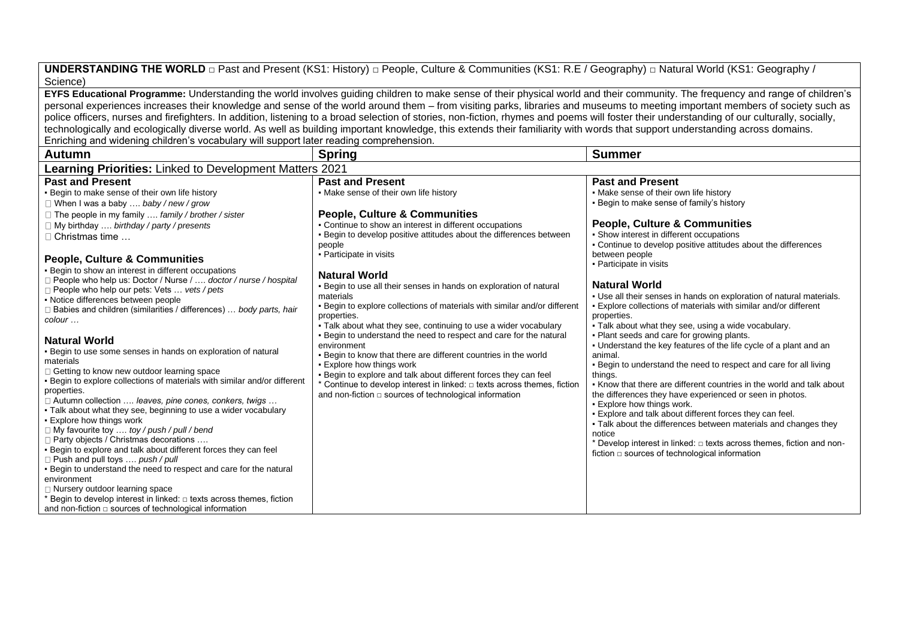**UNDERSTANDING THE WORLD** □ Past and Present (KS1: History) □ People, Culture & Communities (KS1: R.E / Geography) □ Natural World (KS1: Geography / Science)

**EYFS Educational Programme:** Understanding the world involves guiding children to make sense of their physical world and their community. The frequency and range of children's personal experiences increases their knowledge and sense of the world around them – from visiting parks, libraries and museums to meeting important members of society such as police officers, nurses and firefighters. In addition, listening to a broad selection of stories, non-fiction, rhymes and poems will foster their understanding of our culturally, socially, technologically and ecologically diverse world. As well as building important knowledge, this extends their familiarity with words that support understanding across domains. Enriching and widening children's vocabulary will support later reading comprehension.

| Autumn | Spring | Summer |
|---|---|---|
| **Learning Priorities:** Linked to Development Matters 2021 | | |
| **Past and Present**<br>▪ Begin to make sense of their own life history<br>□ When I was a baby …. *baby / new / grow*<br>□ The people in my family …. *family / brother / sister*<br>□ My birthday …. *birthday / party / presents*<br>□ Christmas time …<br><br>**People, Culture & Communities**<br>▪ Begin to show an interest in different occupations<br>□ People who help us: Doctor / Nurse / …. *doctor / nurse / hospital*<br>□ People who help our pets: Vets … *vets / pets*<br>▪ Notice differences between people<br>□ Babies and children (similarities / differences) … *body parts, hair colour …*<br><br>**Natural World**<br>▪ Begin to use some senses in hands on exploration of natural materials<br>□ Getting to know new outdoor learning space<br>▪ Begin to explore collections of materials with similar and/or different properties.<br>□ Autumn collection …. *leaves, pine cones, conkers, twigs …*<br>▪ Talk about what they see, beginning to use a wider vocabulary<br>▪ Explore how things work<br>□ My favourite toy …. *toy / push / pull / bend*<br>□ Party objects / Christmas decorations ….<br>▪ Begin to explore and talk about different forces they can feel<br>□ Push and pull toys …. *push / pull*<br>▪ Begin to understand the need to respect and care for the natural environment<br>□ Nursery outdoor learning space<br>* Begin to develop interest in linked: □ texts across themes, fiction and non-fiction □ sources of technological information | **Past and Present**<br>▪ Make sense of their own life history<br><br>**People, Culture & Communities**<br>▪ Continue to show an interest in different occupations<br>▪ Begin to develop positive attitudes about the differences between people<br>▪ Participate in visits<br><br>**Natural World**<br>▪ Begin to use all their senses in hands on exploration of natural materials<br>▪ Begin to explore collections of materials with similar and/or different properties.<br>▪ Talk about what they see, continuing to use a wider vocabulary<br>▪ Begin to understand the need to respect and care for the natural environment<br>▪ Begin to know that there are different countries in the world<br>▪ Explore how things work<br>▪ Begin to explore and talk about different forces they can feel<br>* Continue to develop interest in linked: □ texts across themes, fiction and non-fiction □ sources of technological information | **Past and Present**<br>▪ Make sense of their own life history<br>▪ Begin to make sense of family's history<br><br>**People, Culture & Communities**<br>▪ Show interest in different occupations<br>▪ Continue to develop positive attitudes about the differences between people<br>▪ Participate in visits<br><br>**Natural World**<br>▪ Use all their senses in hands on exploration of natural materials.<br>▪ Explore collections of materials with similar and/or different properties.<br>▪ Talk about what they see, using a wide vocabulary.<br>▪ Plant seeds and care for growing plants.<br>▪ Understand the key features of the life cycle of a plant and an animal.<br>▪ Begin to understand the need to respect and care for all living things.<br>▪ Know that there are different countries in the world and talk about the differences they have experienced or seen in photos.<br>▪ Explore how things work.<br>▪ Explore and talk about different forces they can feel.<br>▪ Talk about the differences between materials and changes they notice<br>* Develop interest in linked: □ texts across themes, fiction and non-fiction □ sources of technological information |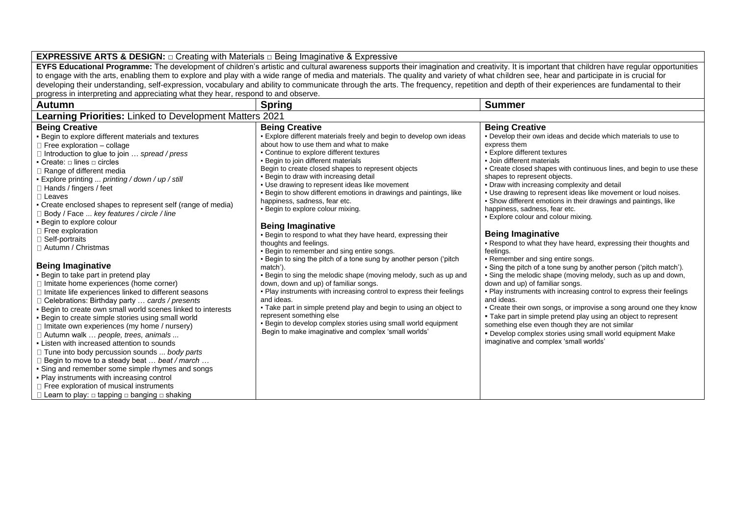**EXPRESSIVE ARTS & DESIGN:** □ Creating with Materials □ Being Imaginative & Expressive

**EYFS Educational Programme:** The development of children's artistic and cultural awareness supports their imagination and creativity. It is important that children have regular opportunities to engage with the arts, enabling them to explore and play with a wide range of media and materials. The quality and variety of what children see, hear and participate in is crucial for developing their understanding, self-expression, vocabulary and ability to communicate through the arts. The frequency, repetition and depth of their experiences are fundamental to their progress in interpreting and appreciating what they hear, respond to and observe.

| Autumn | Spring | Summer |
|---|---|---|
| **Learning Priorities:** Linked to Development Matters 2021 | | |
| **Being Creative**<br>▪ Begin to explore different materials and textures<br> Free exploration – collage<br> Introduction to glue to join … *spread / press*<br>▪ Create: □ lines □ circles<br> Range of different media<br>▪ Explore printing ... *printing / down / up / still*<br> Hands / fingers / feet<br> Leaves<br>▪ Create enclosed shapes to represent self (range of media)<br> Body / Face ... *key features / circle / line*<br>▪ Begin to explore colour<br> Free exploration<br> Self-portraits<br> Autumn / Christmas<br><br>**Being Imaginative**<br>▪ Begin to take part in pretend play<br> Imitate home experiences (home corner)<br> Imitate life experiences linked to different seasons<br> Celebrations: Birthday party … *cards / presents*<br>▪ Begin to create own small world scenes linked to interests<br>▪ Begin to create simple stories using small world<br> Imitate own experiences (my home / nursery)<br> Autumn walk … *people, trees, animals ...*<br>▪ Listen with increased attention to sounds<br> Tune into body percussion sounds ... *body parts*<br> Begin to move to a steady beat … *beat / march …*<br>▪ Sing and remember some simple rhymes and songs<br>▪ Play instruments with increasing control<br> Free exploration of musical instruments<br> Learn to play: □ tapping □ banging □ shaking | **Being Creative**<br>▪ Explore different materials freely and begin to develop own ideas about how to use them and what to make<br>▪ Continue to explore different textures<br>▪ Begin to join different materials<br>Begin to create closed shapes to represent objects<br>▪ Begin to draw with increasing detail<br>▪ Use drawing to represent ideas like movement<br>▪ Begin to show different emotions in drawings and paintings, like happiness, sadness, fear etc.<br>▪ Begin to explore colour mixing.<br><br>**Being Imaginative**<br>▪ Begin to respond to what they have heard, expressing their thoughts and feelings.<br>▪ Begin to remember and sing entire songs.<br>▪ Begin to sing the pitch of a tone sung by another person ('pitch match').<br>▪ Begin to sing the melodic shape (moving melody, such as up and down, down and up) of familiar songs.<br>▪ Play instruments with increasing control to express their feelings and ideas.<br>▪ Take part in simple pretend play and begin to using an object to represent something else<br>▪ Begin to develop complex stories using small world equipment<br>.Begin to make imaginative and complex 'small worlds' | **Being Creative**<br>▪ Develop their own ideas and decide which materials to use to express them<br>▪ Explore different textures<br>▪ Join different materials<br>▪ Create closed shapes with continuous lines, and begin to use these shapes to represent objects.<br>▪ Draw with increasing complexity and detail<br>▪ Use drawing to represent ideas like movement or loud noises.<br>▪ Show different emotions in their drawings and paintings, like happiness, sadness, fear etc.<br>▪ Explore colour and colour mixing.<br><br>**Being Imaginative**<br>▪ Respond to what they have heard, expressing their thoughts and feelings.<br>▪ Remember and sing entire songs.<br>▪ Sing the pitch of a tone sung by another person ('pitch match').<br>▪ Sing the melodic shape (moving melody, such as up and down, down and up) of familiar songs.<br>▪ Play instruments with increasing control to express their feelings and ideas.<br>▪ Create their own songs, or improvise a song around one they know<br>▪ Take part in simple pretend play using an object to represent something else even though they are not similar<br>▪ Develop complex stories using small world equipment Make imaginative and complex 'small worlds' |